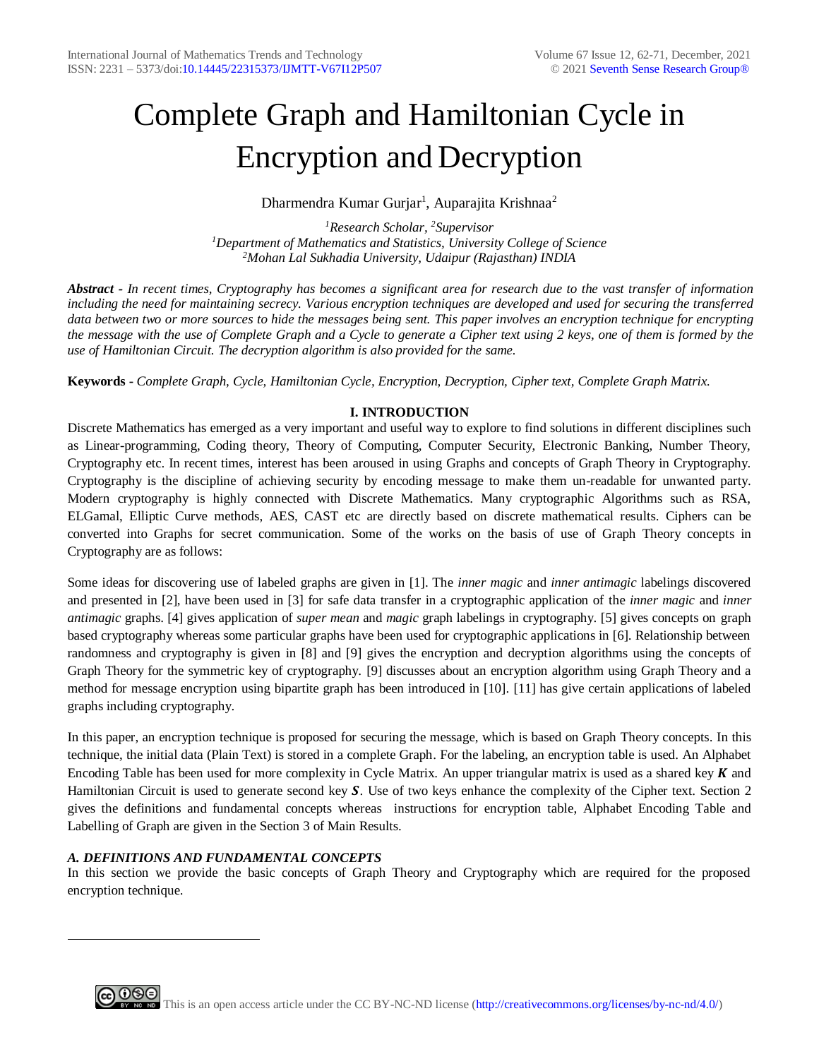# Complete Graph and Hamiltonian Cycle in Encryption and Decryption

Dharmendra Kumar Gurjar[1], Auparajita Krishnaa[2]

[1]*Research Scholar,* [2]*Supervisor*
[1]*Department of Mathematics and Statistics, University College of Science*
[2]*Mohan Lal Sukhadia University, Udaipur (Rajasthan) INDIA*

***Abstract*** *- In recent times, Cryptography has becomes a significant area for research due to the vast transfer of information including the need for maintaining secrecy. Various encryption techniques are developed and used for securing the transferred data between two or more sources to hide the messages being sent. This paper involves an encryption technique for encrypting the message with the use of Complete Graph and a Cycle to generate a Cipher text using 2 keys, one of them is formed by the use of Hamiltonian Circuit. The decryption algorithm is also provided for the same.*

**Keywords -** *Complete Graph, Cycle, Hamiltonian Cycle, Encryption, Decryption, Cipher text, Complete Graph Matrix.*

## I. INTRODUCTION

Discrete Mathematics has emerged as a very important and useful way to explore to find solutions in different disciplines such as Linear-programming, Coding theory, Theory of Computing, Computer Security, Electronic Banking, Number Theory, Cryptography etc. In recent times, interest has been aroused in using Graphs and concepts of Graph Theory in Cryptography. Cryptography is the discipline of achieving security by encoding message to make them un-readable for unwanted party. Modern cryptography is highly connected with Discrete Mathematics. Many cryptographic Algorithms such as RSA, ELGamal, Elliptic Curve methods, AES, CAST etc are directly based on discrete mathematical results. Ciphers can be converted into Graphs for secret communication. Some of the works on the basis of use of Graph Theory concepts in Cryptography are as follows:

Some ideas for discovering use of labeled graphs are given in [1]. The *inner magic* and *inner antimagic* labelings discovered and presented in [2], have been used in [3] for safe data transfer in a cryptographic application of the *inner magic* and *inner antimagic* graphs. [4] gives application of *super mean* and *magic* graph labelings in cryptography. [5] gives concepts on graph based cryptography whereas some particular graphs have been used for cryptographic applications in [6]. Relationship between randomness and cryptography is given in [8] and [9] gives the encryption and decryption algorithms using the concepts of Graph Theory for the symmetric key of cryptography. [9] discusses about an encryption algorithm using Graph Theory and a method for message encryption using bipartite graph has been introduced in [10]. [11] has give certain applications of labeled graphs including cryptography.

In this paper, an encryption technique is proposed for securing the message, which is based on Graph Theory concepts. In this technique, the initial data (Plain Text) is stored in a complete Graph. For the labeling, an encryption table is used. An Alphabet Encoding Table has been used for more complexity in Cycle Matrix. An upper triangular matrix is used as a shared key $\boldsymbol{K}$ and Hamiltonian Circuit is used to generate second key $\boldsymbol{S}$. Use of two keys enhance the complexity of the Cipher text. Section 2 gives the definitions and fundamental concepts whereas instructions for encryption table, Alphabet Encoding Table and Labelling of Graph are given in the Section 3 of Main Results.

### *A. DEFINITIONS AND FUNDAMENTAL CONCEPTS*

In this section we provide the basic concepts of Graph Theory and Cryptography which are required for the proposed encryption technique.

This is an open access article under the CC BY-NC-ND license (http://creativecommons.org/licenses/by-nc-nd/4.0/)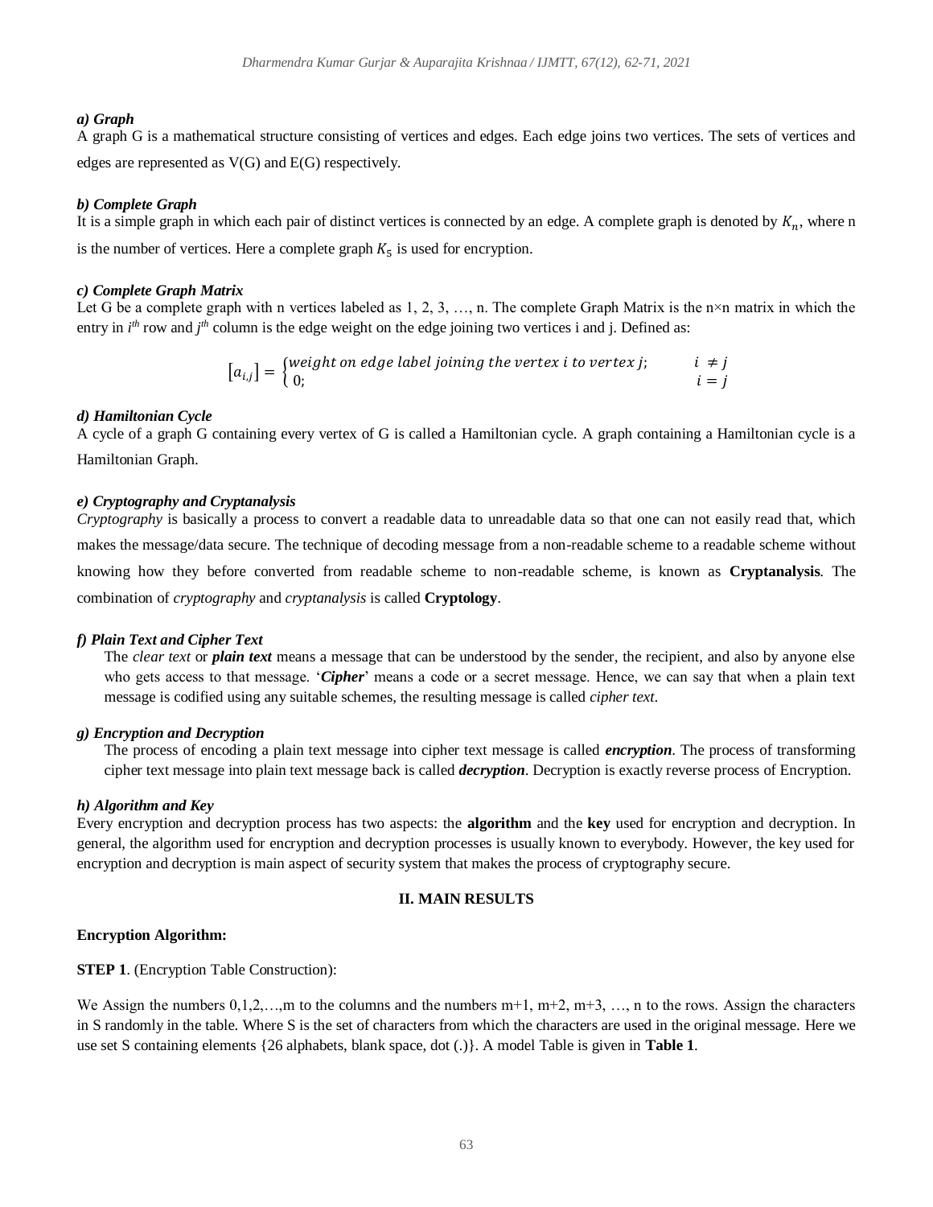#### a) Graph

A graph G is a mathematical structure consisting of vertices and edges. Each edge joins two vertices. The sets of vertices and edges are represented as V(G) and E(G) respectively.

#### b) Complete Graph

It is a simple graph in which each pair of distinct vertices is connected by an edge. A complete graph is denoted by $K_n$, where n is the number of vertices. Here a complete graph $K_5$ is used for encryption.

#### c) Complete Graph Matrix

Let G be a complete graph with n vertices labeled as 1, 2, 3, …, n. The complete Graph Matrix is the n×n matrix in which the entry in $i^{th}$ row and $j^{th}$ column is the edge weight on the edge joining two vertices i and j. Defined as:

$$[a_{i,j}] = \begin{cases} weight\ on\ edge\ label\ joining\ the\ vertex\ i\ to\ vertex\ j; & i \neq j \\ 0; & i = j \end{cases}$$

#### d) Hamiltonian Cycle

A cycle of a graph G containing every vertex of G is called a Hamiltonian cycle. A graph containing a Hamiltonian cycle is a Hamiltonian Graph.

#### e) Cryptography and Cryptanalysis

*Cryptography* is basically a process to convert a readable data to unreadable data so that one can not easily read that, which makes the message/data secure. The technique of decoding message from a non-readable scheme to a readable scheme without knowing how they before converted from readable scheme to non-readable scheme, is known as **Cryptanalysis**. The combination of *cryptography* and *cryptanalysis* is called **Cryptology**.

#### f) Plain Text and Cipher Text

The *clear text* or ***plain text*** means a message that can be understood by the sender, the recipient, and also by anyone else who gets access to that message. '***Cipher***' means a code or a secret message. Hence, we can say that when a plain text message is codified using any suitable schemes, the resulting message is called *cipher text*.

#### g) Encryption and Decryption

The process of encoding a plain text message into cipher text message is called ***encryption***. The process of transforming cipher text message into plain text message back is called ***decryption***. Decryption is exactly reverse process of Encryption.

#### h) Algorithm and Key

Every encryption and decryption process has two aspects: the **algorithm** and the **key** used for encryption and decryption. In general, the algorithm used for encryption and decryption processes is usually known to everybody. However, the key used for encryption and decryption is main aspect of security system that makes the process of cryptography secure.

## II. MAIN RESULTS

**Encryption Algorithm:**

**STEP 1**. (Encryption Table Construction):

We Assign the numbers 0,1,2,…,m to the columns and the numbers m+1, m+2, m+3, …, n to the rows. Assign the characters in S randomly in the table. Where S is the set of characters from which the characters are used in the original message. Here we use set S containing elements {26 alphabets, blank space, dot (.)}. A model Table is given in **Table 1**.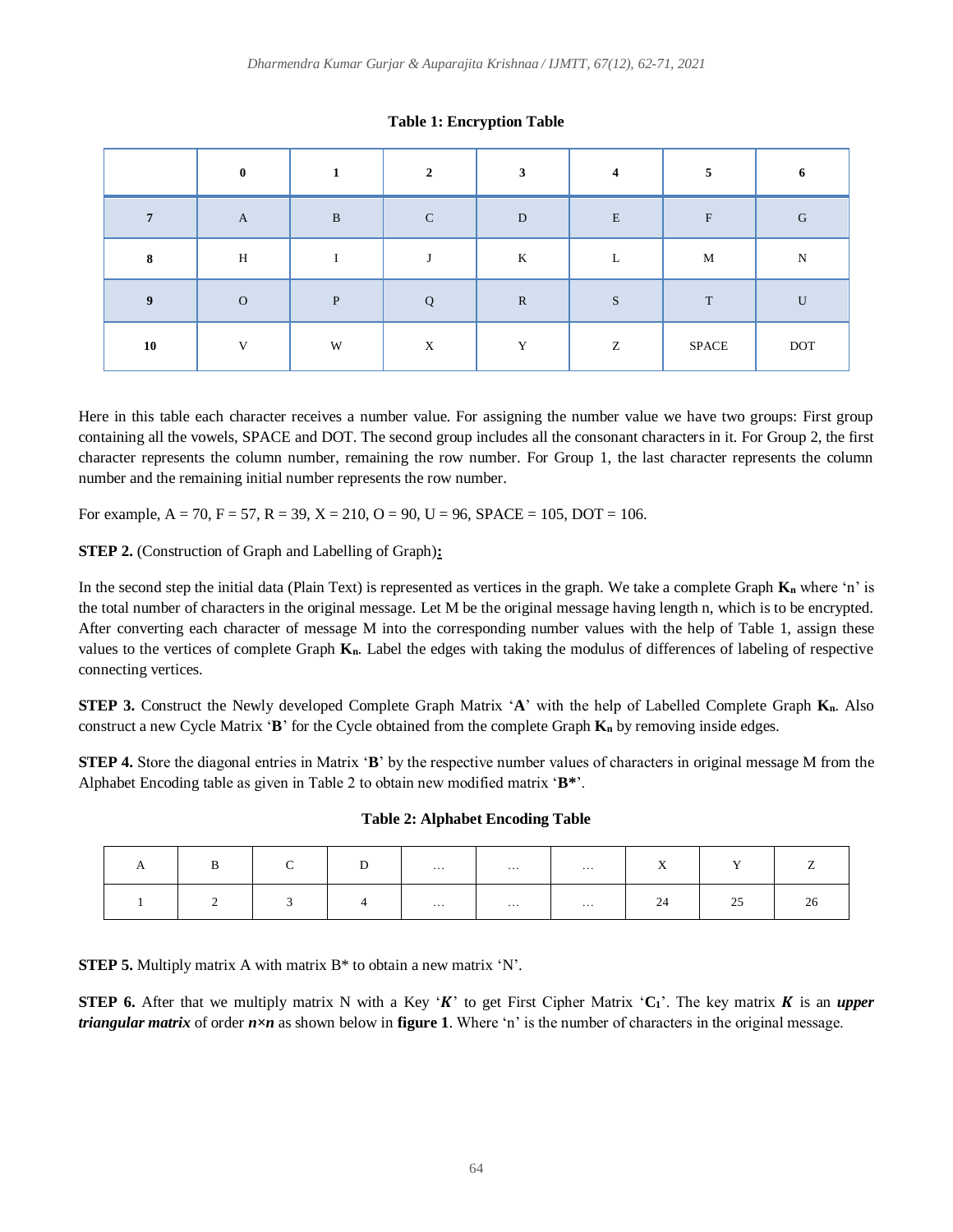**Table 1: Encryption Table**

| | 0 | 1 | 2 | 3 | 4 | 5 | 6 |
|---|---|---|---|---|---|---|---|
| 7 | A | B | C | D | E | F | G |
| 8 | H | I | J | K | L | M | N |
| 9 | O | P | Q | R | S | T | U |
| 10 | V | W | X | Y | Z | SPACE | DOT |

Here in this table each character receives a number value. For assigning the number value we have two groups: First group containing all the vowels, SPACE and DOT. The second group includes all the consonant characters in it. For Group 2, the first character represents the column number, remaining the row number. For Group 1, the last character represents the column number and the remaining initial number represents the row number.

For example, A = 70, F = 57, R = 39, X = 210, O = 90, U = 96, SPACE = 105, DOT = 106.

**STEP 2.** (Construction of Graph and Labelling of Graph)**:**

In the second step the initial data (Plain Text) is represented as vertices in the graph. We take a complete Graph $\mathbf{K_n}$ where 'n' is the total number of characters in the original message. Let M be the original message having length n, which is to be encrypted. After converting each character of message M into the corresponding number values with the help of Table 1, assign these values to the vertices of complete Graph $\mathbf{K_n}$. Label the edges with taking the modulus of differences of labeling of respective connecting vertices.

**STEP 3.** Construct the Newly developed Complete Graph Matrix '**A**' with the help of Labelled Complete Graph $\mathbf{K_n}$. Also construct a new Cycle Matrix '**B**' for the Cycle obtained from the complete Graph $\mathbf{K_n}$ by removing inside edges.

**STEP 4.** Store the diagonal entries in Matrix '**B**' by the respective number values of characters in original message M from the Alphabet Encoding table as given in Table 2 to obtain new modified matrix '**B***'.

**Table 2: Alphabet Encoding Table**

| A | B | C | D | … | … | … | X | Y | Z |
|---|---|---|---|---|---|---|---|---|---|
| 1 | 2 | 3 | 4 | … | … | … | 24 | 25 | 26 |

**STEP 5.** Multiply matrix A with matrix B* to obtain a new matrix 'N'.

**STEP 6.** After that we multiply matrix N with a Key '$\boldsymbol{K}$' to get First Cipher Matrix '$\mathbf{C_1}$'. The key matrix $\boldsymbol{K}$ is an ***upper triangular matrix*** of order $\boldsymbol{n \times n}$ as shown below in **figure 1**. Where 'n' is the number of characters in the original message.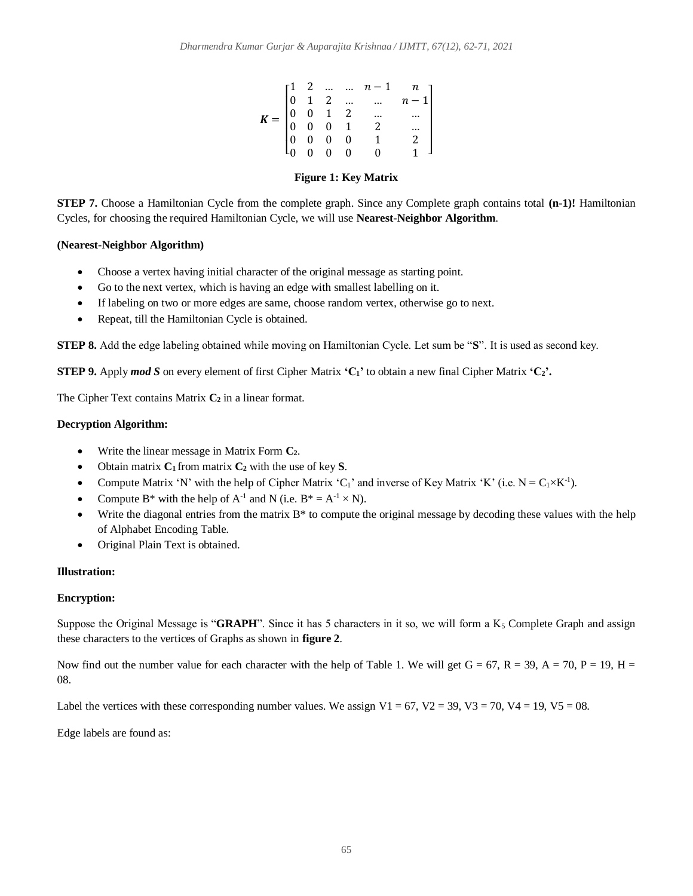$$\boldsymbol{K} = \begin{bmatrix} 1 & 2 & \dots & \dots & n-1 & n \\ 0 & 1 & 2 & \dots & \dots & n-1 \\ 0 & 0 & 1 & 2 & \dots & \dots \\ 0 & 0 & 0 & 1 & 2 & \dots \\ 0 & 0 & 0 & 0 & 1 & 2 \\ 0 & 0 & 0 & 0 & 0 & 1 \end{bmatrix}$$

**Figure 1: Key Matrix**

**STEP 7.** Choose a Hamiltonian Cycle from the complete graph. Since any Complete graph contains total **(n-1)!** Hamiltonian Cycles, for choosing the required Hamiltonian Cycle, we will use **Nearest-Neighbor Algorithm**.

**(Nearest-Neighbor Algorithm)**

- Choose a vertex having initial character of the original message as starting point.
- Go to the next vertex, which is having an edge with smallest labelling on it.
- If labeling on two or more edges are same, choose random vertex, otherwise go to next.
- Repeat, till the Hamiltonian Cycle is obtained.

**STEP 8.** Add the edge labeling obtained while moving on Hamiltonian Cycle. Let sum be "**S**". It is used as second key.

**STEP 9.** Apply ***mod S*** on every element of first Cipher Matrix **'$C_1$'** to obtain a new final Cipher Matrix **'$C_2$'.**

The Cipher Text contains Matrix $C_2$ in a linear format.

**Decryption Algorithm:**

- Write the linear message in Matrix Form $C_2$.
- Obtain matrix $C_1$ from matrix $C_2$ with the use of key **S**.
- Compute Matrix 'N' with the help of Cipher Matrix '$C_1$' and inverse of Key Matrix 'K' (i.e. $N = C_1 \times K^{-1}$).
- Compute B* with the help of $A^{-1}$ and N (i.e. $B^* = A^{-1} \times N$).
- Write the diagonal entries from the matrix B* to compute the original message by decoding these values with the help of Alphabet Encoding Table.
- Original Plain Text is obtained.

**Illustration:**

**Encryption:**

Suppose the Original Message is "**GRAPH**". Since it has 5 characters in it so, we will form a $K_5$ Complete Graph and assign these characters to the vertices of Graphs as shown in **figure 2**.

Now find out the number value for each character with the help of Table 1. We will get G = 67, R = 39, A = 70, P = 19, H = 08.

Label the vertices with these corresponding number values. We assign V1 = 67, V2 = 39, V3 = 70, V4 = 19, V5 = 08.

Edge labels are found as: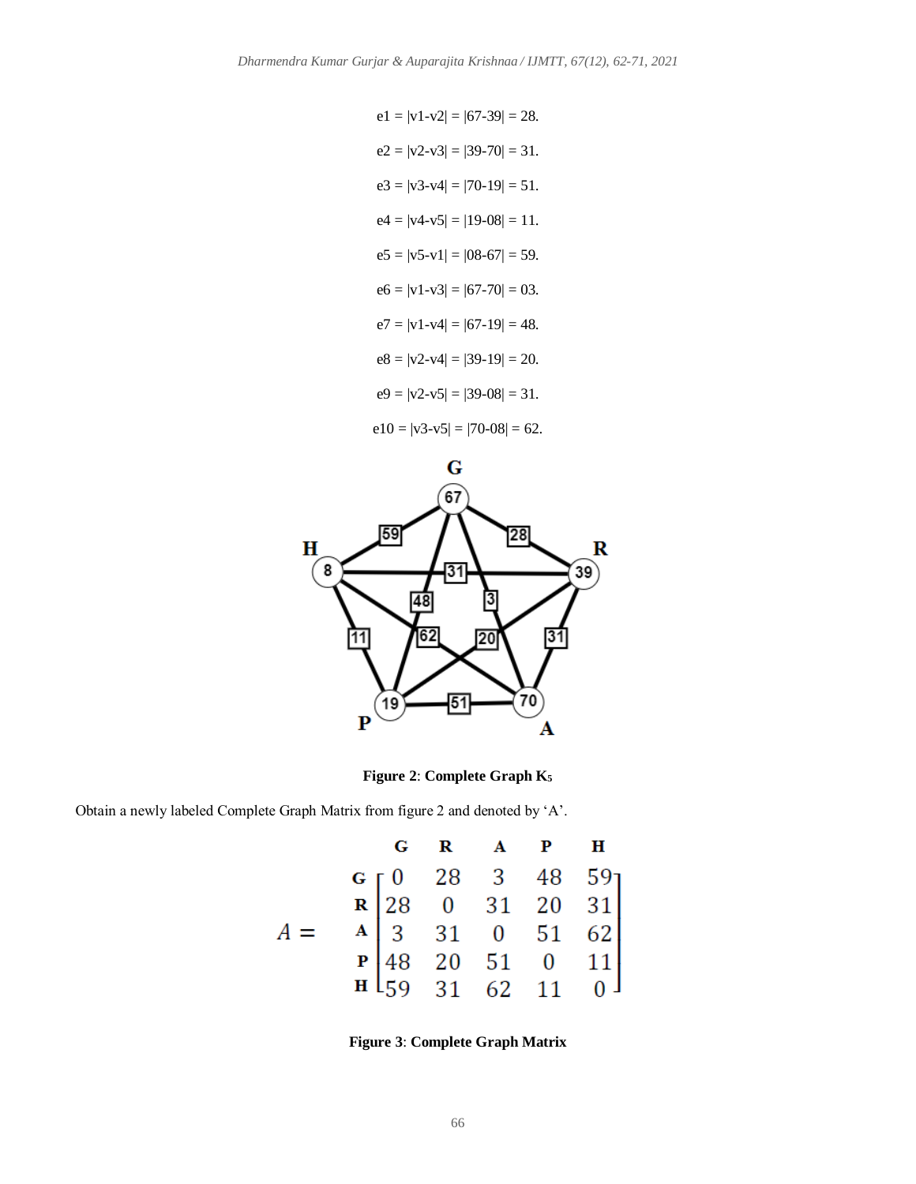e1 = |v1-v2| = |67-39| = 28.

e2 = |v2-v3| = |39-70| = 31.

e3 = |v3-v4| = |70-19| = 51.

e4 = |v4-v5| = |19-08| = 11.

e5 = |v5-v1| = |08-67| = 59.

e6 = |v1-v3| = |67-70| = 03.

e7 = |v1-v4| = |67-19| = 48.

e8 = |v2-v4| = |39-19| = 20.

e9 = |v2-v5| = |39-08| = 31.

e10 = |v3-v5| = |70-08| = 62.

**Figure 2**: **Complete Graph $K_5$**

Obtain a newly labeled Complete Graph Matrix from figure 2 and denoted by 'A'.

$$A = \begin{array}{c} \\ \mathbf{G} \\ \mathbf{R} \\ \mathbf{A} \\ \mathbf{P} \\ \mathbf{H} \end{array} \begin{array}{c} \begin{array}{ccccc} \mathbf{G} & \mathbf{R} & \mathbf{A} & \mathbf{P} & \mathbf{H} \end{array} \\ \begin{bmatrix} 0 & 28 & 3 & 48 & 59 \\ 28 & 0 & 31 & 20 & 31 \\ 3 & 31 & 0 & 51 & 62 \\ 48 & 20 & 51 & 0 & 11 \\ 59 & 31 & 62 & 11 & 0 \end{bmatrix} \end{array}$$

**Figure 3**: **Complete Graph Matrix**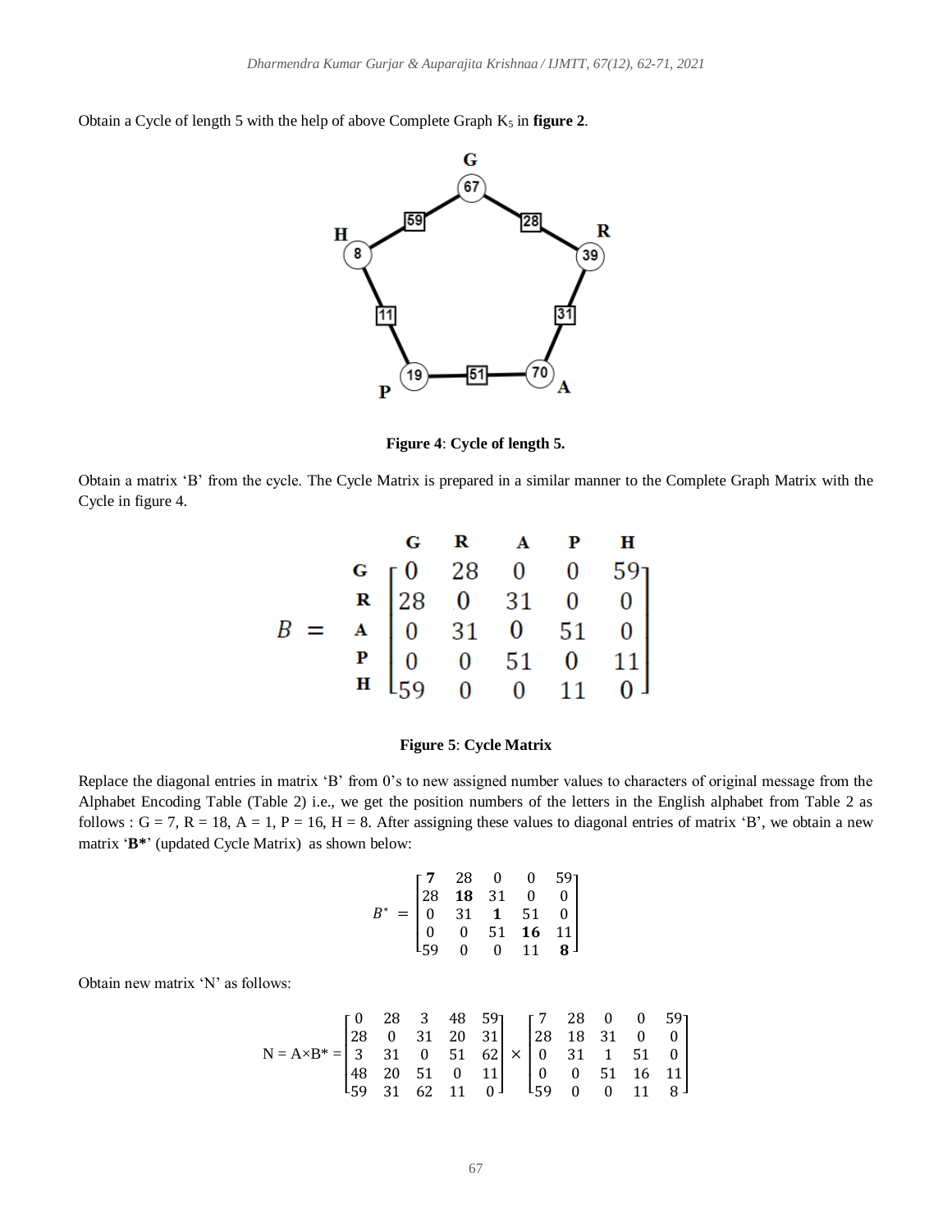Obtain a Cycle of length 5 with the help of above Complete Graph $K_5$ in **figure 2**.

**Figure 4**: **Cycle of length 5.**

Obtain a matrix 'B' from the cycle. The Cycle Matrix is prepared in a similar manner to the Complete Graph Matrix with the Cycle in figure 4.

$$B = \begin{array}{c} \\ \textbf{G} \\ \textbf{R} \\ \textbf{A} \\ \textbf{P} \\ \textbf{H} \end{array} \begin{array}{c} \begin{array}{ccccc} \textbf{G} & \textbf{R} & \textbf{A} & \textbf{P} & \textbf{H} \end{array} \\ \begin{bmatrix} 0 & 28 & 0 & 0 & 59 \\ 28 & 0 & 31 & 0 & 0 \\ 0 & 31 & 0 & 51 & 0 \\ 0 & 0 & 51 & 0 & 11 \\ 59 & 0 & 0 & 11 & 0 \end{bmatrix} \end{array}$$

**Figure 5**: **Cycle Matrix**

Replace the diagonal entries in matrix 'B' from 0's to new assigned number values to characters of original message from the Alphabet Encoding Table (Table 2) i.e., we get the position numbers of the letters in the English alphabet from Table 2 as follows : G = 7, R = 18, A = 1, P = 16, H = 8. After assigning these values to diagonal entries of matrix 'B', we obtain a new matrix '**B***' (updated Cycle Matrix) as shown below:

$$B^* = \begin{bmatrix} \mathbf{7} & 28 & 0 & 0 & 59 \\ 28 & \mathbf{18} & 31 & 0 & 0 \\ 0 & 31 & \mathbf{1} & 51 & 0 \\ 0 & 0 & 51 & \mathbf{16} & 11 \\ 59 & 0 & 0 & 11 & \mathbf{8} \end{bmatrix}$$

Obtain new matrix 'N' as follows:

$$N = A \times B^* = \begin{bmatrix} 0 & 28 & 3 & 48 & 59 \\ 28 & 0 & 31 & 20 & 31 \\ 3 & 31 & 0 & 51 & 62 \\ 48 & 20 & 51 & 0 & 11 \\ 59 & 31 & 62 & 11 & 0 \end{bmatrix} \times \begin{bmatrix} 7 & 28 & 0 & 0 & 59 \\ 28 & 18 & 31 & 0 & 0 \\ 0 & 31 & 1 & 51 & 0 \\ 0 & 0 & 51 & 16 & 11 \\ 59 & 0 & 0 & 11 & 8 \end{bmatrix}$$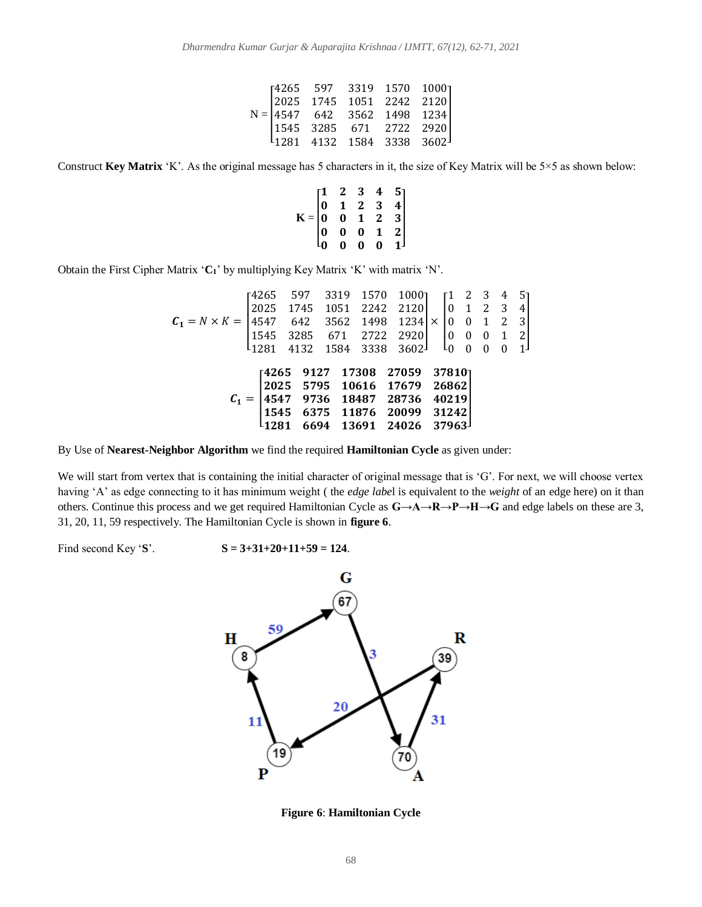$$N = \begin{bmatrix} 4265 & 597 & 3319 & 1570 & 1000 \\ 2025 & 1745 & 1051 & 2242 & 2120 \\ 4547 & 642 & 3562 & 1498 & 1234 \\ 1545 & 3285 & 671 & 2722 & 2920 \\ 1281 & 4132 & 1584 & 3338 & 3602 \end{bmatrix}$$

Construct **Key Matrix** 'K'. As the original message has 5 characters in it, the size of Key Matrix will be 5×5 as shown below:

$$\mathbf{K} = \begin{bmatrix} \mathbf{1} & \mathbf{2} & \mathbf{3} & \mathbf{4} & \mathbf{5} \\ \mathbf{0} & \mathbf{1} & \mathbf{2} & \mathbf{3} & \mathbf{4} \\ \mathbf{0} & \mathbf{0} & \mathbf{1} & \mathbf{2} & \mathbf{3} \\ \mathbf{0} & \mathbf{0} & \mathbf{0} & \mathbf{1} & \mathbf{2} \\ \mathbf{0} & \mathbf{0} & \mathbf{0} & \mathbf{0} & \mathbf{1} \end{bmatrix}$$

Obtain the First Cipher Matrix '$\mathbf{C_1}$' by multiplying Key Matrix 'K' with matrix 'N'.

$$C_1 = N \times K = \begin{bmatrix} 4265 & 597 & 3319 & 1570 & 1000 \\ 2025 & 1745 & 1051 & 2242 & 2120 \\ 4547 & 642 & 3562 & 1498 & 1234 \\ 1545 & 3285 & 671 & 2722 & 2920 \\ 1281 & 4132 & 1584 & 3338 & 3602 \end{bmatrix} \times \begin{bmatrix} 1 & 2 & 3 & 4 & 5 \\ 0 & 1 & 2 & 3 & 4 \\ 0 & 0 & 1 & 2 & 3 \\ 0 & 0 & 0 & 1 & 2 \\ 0 & 0 & 0 & 0 & 1 \end{bmatrix}$$

$$C_1 = \begin{bmatrix} \mathbf{4265} & \mathbf{9127} & \mathbf{17308} & \mathbf{27059} & \mathbf{37810} \\ \mathbf{2025} & \mathbf{5795} & \mathbf{10616} & \mathbf{17679} & \mathbf{26862} \\ \mathbf{4547} & \mathbf{9736} & \mathbf{18487} & \mathbf{28736} & \mathbf{40219} \\ \mathbf{1545} & \mathbf{6375} & \mathbf{11876} & \mathbf{20099} & \mathbf{31242} \\ \mathbf{1281} & \mathbf{6694} & \mathbf{13691} & \mathbf{24026} & \mathbf{37963} \end{bmatrix}$$

By Use of **Nearest-Neighbor Algorithm** we find the required **Hamiltonian Cycle** as given under:

We will start from vertex that is containing the initial character of original message that is 'G'. For next, we will choose vertex having 'A' as edge connecting to it has minimum weight ( the *edge label* is equivalent to the *weight* of an edge here) on it than others. Continue this process and we get required Hamiltonian Cycle as **G→A→R→P→H→G** and edge labels on these are 3, 31, 20, 11, 59 respectively. The Hamiltonian Cycle is shown in **figure 6**.

Find second Key '**S**'. **S = 3+31+20+11+59 = 124**.

**Figure 6**: **Hamiltonian Cycle**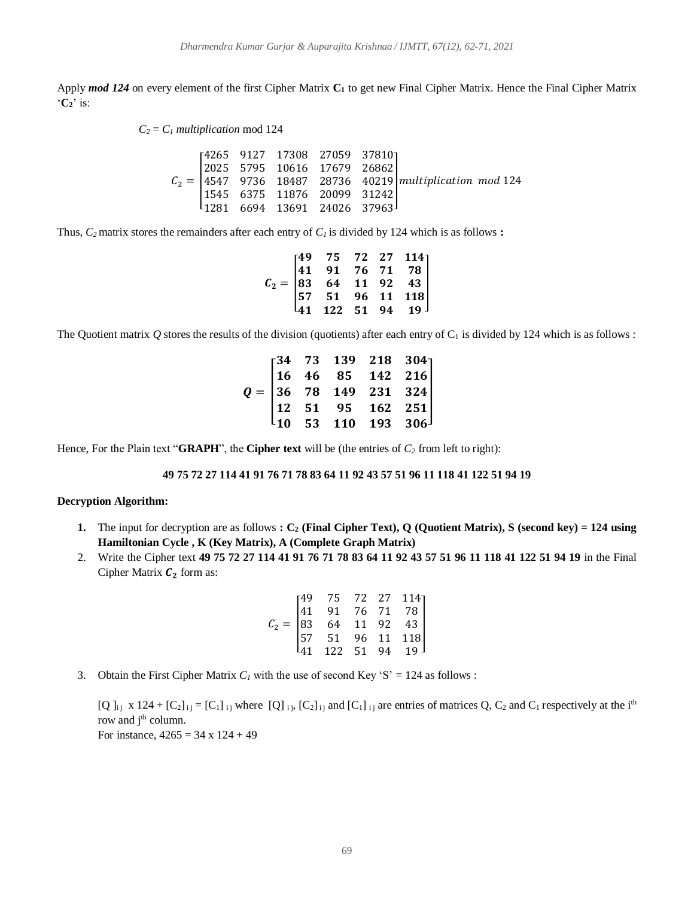Apply ***mod 124*** on every element of the first Cipher Matrix $\mathbf{C_1}$ to get new Final Cipher Matrix. Hence the Final Cipher Matrix '$\mathbf{C_2}$' is:

$C_2 = C_1$ *multiplication* mod 124

$$C_2 = \begin{bmatrix} 4265 & 9127 & 17308 & 27059 & 37810 \\ 2025 & 5795 & 10616 & 17679 & 26862 \\ 4547 & 9736 & 18487 & 28736 & 40219 \\ 1545 & 6375 & 11876 & 20099 & 31242 \\ 1281 & 6694 & 13691 & 24026 & 37963 \end{bmatrix} multiplication\ \ mod\ 124$$

Thus, $C_2$ matrix stores the remainders after each entry of $C_1$ is divided by 124 which is as follows **:**

$$\boldsymbol{C_2} = \begin{bmatrix} \mathbf{49} & \mathbf{75} & \mathbf{72} & \mathbf{27} & \mathbf{114} \\ \mathbf{41} & \mathbf{91} & \mathbf{76} & \mathbf{71} & \mathbf{78} \\ \mathbf{83} & \mathbf{64} & \mathbf{11} & \mathbf{92} & \mathbf{43} \\ \mathbf{57} & \mathbf{51} & \mathbf{96} & \mathbf{11} & \mathbf{118} \\ \mathbf{41} & \mathbf{122} & \mathbf{51} & \mathbf{94} & \mathbf{19} \end{bmatrix}$$

The Quotient matrix $Q$ stores the results of the division (quotients) after each entry of $C_1$ is divided by 124 which is as follows :

$$\boldsymbol{Q} = \begin{bmatrix} \mathbf{34} & \mathbf{73} & \mathbf{139} & \mathbf{218} & \mathbf{304} \\ \mathbf{16} & \mathbf{46} & \mathbf{85} & \mathbf{142} & \mathbf{216} \\ \mathbf{36} & \mathbf{78} & \mathbf{149} & \mathbf{231} & \mathbf{324} \\ \mathbf{12} & \mathbf{51} & \mathbf{95} & \mathbf{162} & \mathbf{251} \\ \mathbf{10} & \mathbf{53} & \mathbf{110} & \mathbf{193} & \mathbf{306} \end{bmatrix}$$

Hence, For the Plain text "**GRAPH**", the **Cipher text** will be (the entries of $C_2$ from left to right):

**49 75 72 27 114 41 91 76 71 78 83 64 11 92 43 57 51 96 11 118 41 122 51 94 19**

**Decryption Algorithm:**

1. The input for decryption are as follows **: $\mathbf{C_2}$ (Final Cipher Text), Q (Quotient Matrix), S (second key) = 124 using Hamiltonian Cycle , K (Key Matrix), A (Complete Graph Matrix)**
2. Write the Cipher text **49 75 72 27 114 41 91 76 71 78 83 64 11 92 43 57 51 96 11 118 41 122 51 94 19** in the Final Cipher Matrix $\boldsymbol{C_2}$ form as:

$$C_2 = \begin{bmatrix} 49 & 75 & 72 & 27 & 114 \\ 41 & 91 & 76 & 71 & 78 \\ 83 & 64 & 11 & 92 & 43 \\ 57 & 51 & 96 & 11 & 118 \\ 41 & 122 & 51 & 94 & 19 \end{bmatrix}$$

3. Obtain the First Cipher Matrix $C_1$ with the use of second Key 'S' = 124 as follows :

   $[Q]_{ij} \times 124 + [C_2]_{ij} = [C_1]_{ij}$ where $[Q]_{ij}$, $[C_2]_{ij}$ and $[C_1]_{ij}$ are entries of matrices Q, $C_2$ and $C_1$ respectively at the $i^{th}$ row and $j^{th}$ column.
   For instance, 4265 = 34 x 124 + 49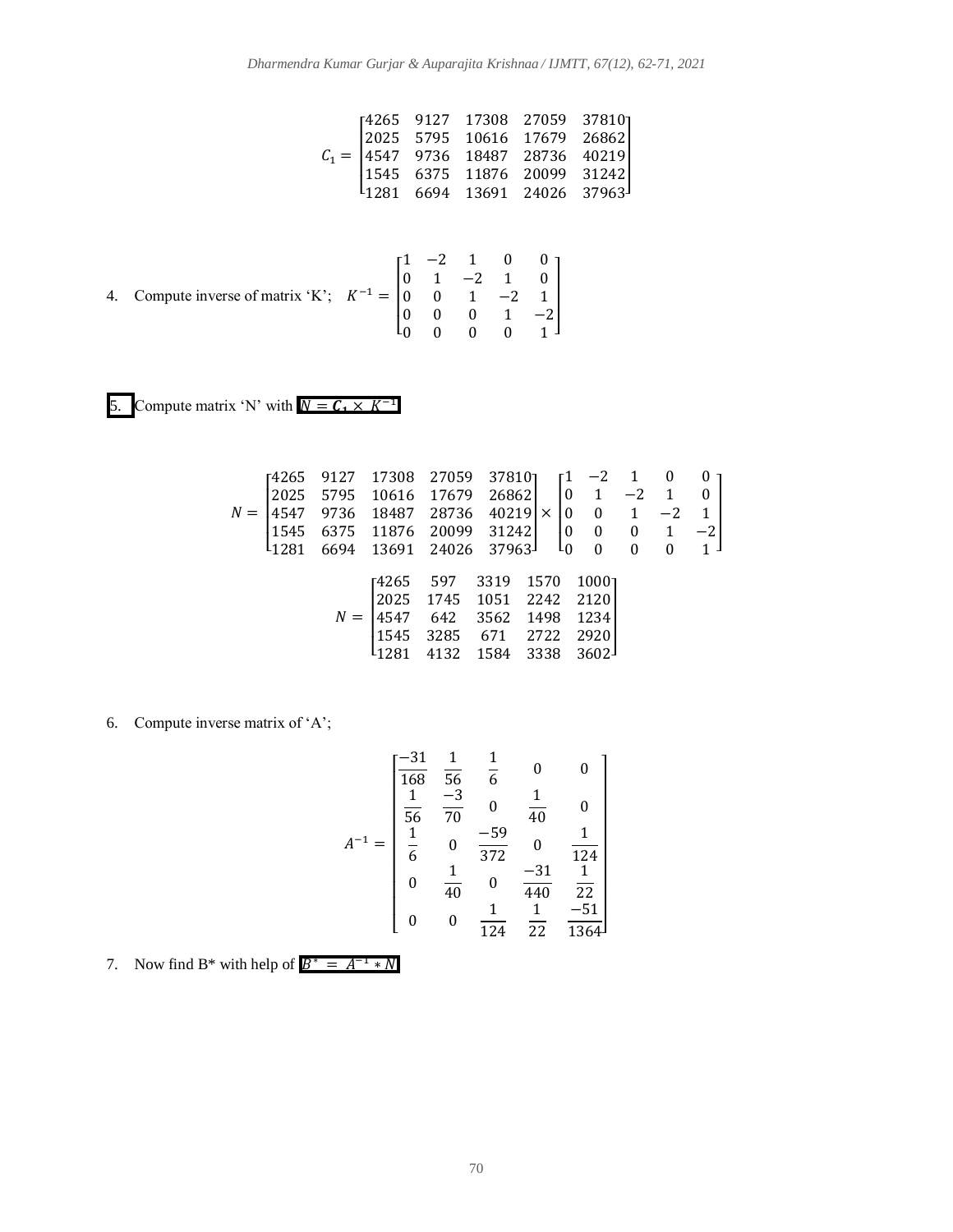$$C_1 = \begin{bmatrix} 4265 & 9127 & 17308 & 27059 & 37810 \\ 2025 & 5795 & 10616 & 17679 & 26862 \\ 4547 & 9736 & 18487 & 28736 & 40219 \\ 1545 & 6375 & 11876 & 20099 & 31242 \\ 1281 & 6694 & 13691 & 24026 & 37963 \end{bmatrix}$$

4. Compute inverse of matrix 'K'; $K^{-1} = \begin{bmatrix} 1 & -2 & 1 & 0 & 0 \\ 0 & 1 & -2 & 1 & 0 \\ 0 & 0 & 1 & -2 & 1 \\ 0 & 0 & 0 & 1 & -2 \\ 0 & 0 & 0 & 0 & 1 \end{bmatrix}$

5. Compute matrix 'N' with $N = \boldsymbol{C_1} \times K^{-1}$

$$N = \begin{bmatrix} 4265 & 9127 & 17308 & 27059 & 37810 \\ 2025 & 5795 & 10616 & 17679 & 26862 \\ 4547 & 9736 & 18487 & 28736 & 40219 \\ 1545 & 6375 & 11876 & 20099 & 31242 \\ 1281 & 6694 & 13691 & 24026 & 37963 \end{bmatrix} \times \begin{bmatrix} 1 & -2 & 1 & 0 & 0 \\ 0 & 1 & -2 & 1 & 0 \\ 0 & 0 & 1 & -2 & 1 \\ 0 & 0 & 0 & 1 & -2 \\ 0 & 0 & 0 & 0 & 1 \end{bmatrix}$$

$$N = \begin{bmatrix} 4265 & 597 & 3319 & 1570 & 1000 \\ 2025 & 1745 & 1051 & 2242 & 2120 \\ 4547 & 642 & 3562 & 1498 & 1234 \\ 1545 & 3285 & 671 & 2722 & 2920 \\ 1281 & 4132 & 1584 & 3338 & 3602 \end{bmatrix}$$

6. Compute inverse matrix of 'A';

$$A^{-1} = \begin{bmatrix} \frac{-31}{168} & \frac{1}{56} & \frac{1}{6} & 0 & 0 \\ \frac{1}{56} & \frac{-3}{70} & 0 & \frac{1}{40} & 0 \\ \frac{1}{6} & 0 & \frac{-59}{372} & 0 & \frac{1}{124} \\ 0 & \frac{1}{40} & 0 & \frac{-31}{440} & \frac{1}{22} \\ 0 & 0 & \frac{1}{124} & \frac{1}{22} & \frac{-51}{1364} \end{bmatrix}$$

7. Now find B* with help of $B^* = A^{-1} * N$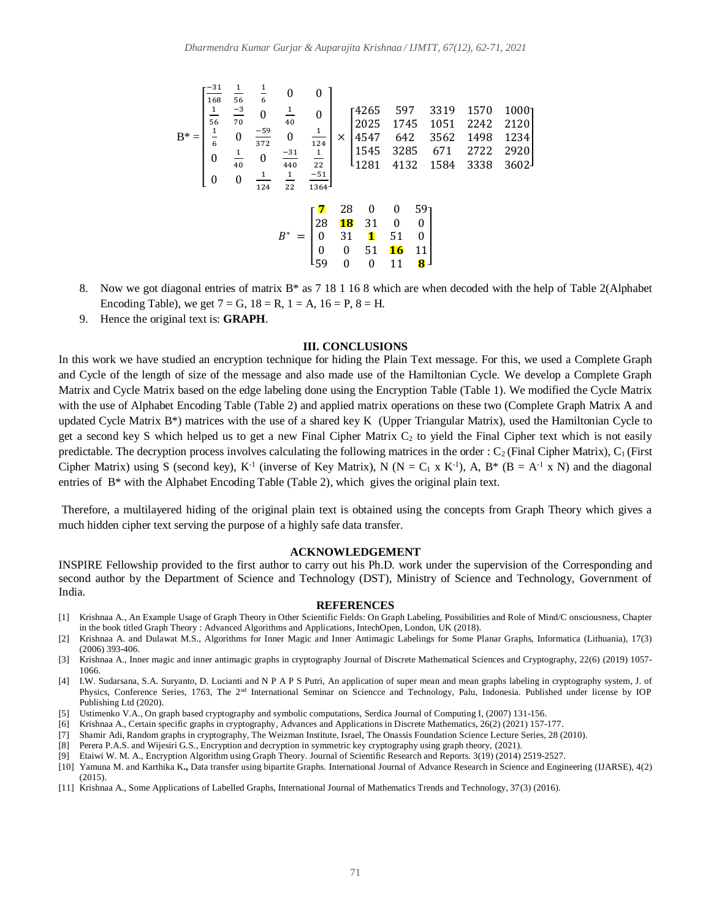$$B^* = \begin{bmatrix} \frac{-31}{168} & \frac{1}{56} & \frac{1}{6} & 0 & 0 \\ \frac{1}{56} & \frac{-3}{70} & 0 & \frac{1}{40} & 0 \\ \frac{1}{6} & 0 & \frac{-59}{372} & 0 & \frac{1}{124} \\ 0 & \frac{1}{40} & 0 & \frac{-31}{440} & \frac{1}{22} \\ 0 & 0 & \frac{1}{124} & \frac{1}{22} & \frac{-51}{1364} \end{bmatrix} \times \begin{bmatrix} 4265 & 597 & 3319 & 1570 & 1000 \\ 2025 & 1745 & 1051 & 2242 & 2120 \\ 4547 & 642 & 3562 & 1498 & 1234 \\ 1545 & 3285 & 671 & 2722 & 2920 \\ 1281 & 4132 & 1584 & 3338 & 3602 \end{bmatrix}$$

$$B^* = \begin{bmatrix} \mathbf{7} & 28 & 0 & 0 & 59 \\ 28 & \mathbf{18} & 31 & 0 & 0 \\ 0 & 31 & \mathbf{1} & 51 & 0 \\ 0 & 0 & 51 & \mathbf{16} & 11 \\ 59 & 0 & 0 & 11 & \mathbf{8} \end{bmatrix}$$

8. Now we got diagonal entries of matrix B* as 7 18 1 16 8 which are when decoded with the help of Table 2(Alphabet Encoding Table), we get 7 = G, 18 = R, 1 = A, 16 = P, 8 = H.
9. Hence the original text is: **GRAPH**.

## III. CONCLUSIONS

In this work we have studied an encryption technique for hiding the Plain Text message. For this, we used a Complete Graph and Cycle of the length of size of the message and also made use of the Hamiltonian Cycle. We develop a Complete Graph Matrix and Cycle Matrix based on the edge labeling done using the Encryption Table (Table 1). We modified the Cycle Matrix with the use of Alphabet Encoding Table (Table 2) and applied matrix operations on these two (Complete Graph Matrix A and updated Cycle Matrix B*) matrices with the use of a shared key K (Upper Triangular Matrix), used the Hamiltonian Cycle to get a second key S which helped us to get a new Final Cipher Matrix $C_2$ to yield the Final Cipher text which is not easily predictable. The decryption process involves calculating the following matrices in the order : $C_2$ (Final Cipher Matrix), $C_1$ (First Cipher Matrix) using S (second key), $K^{-1}$ (inverse of Key Matrix), N ($N = C_1 \times K^{-1}$), A, B* ($B = A^{-1} \times N$) and the diagonal entries of B* with the Alphabet Encoding Table (Table 2), which gives the original plain text.

Therefore, a multilayered hiding of the original plain text is obtained using the concepts from Graph Theory which gives a much hidden cipher text serving the purpose of a highly safe data transfer.

## ACKNOWLEDGEMENT

INSPIRE Fellowship provided to the first author to carry out his Ph.D. work under the supervision of the Corresponding and second author by the Department of Science and Technology (DST), Ministry of Science and Technology, Government of India.

## REFERENCES

[1] Krishnaa A., An Example Usage of Graph Theory in Other Scientific Fields: On Graph Labeling, Possibilities and Role of Mind/C onsciousness, Chapter in the book titled Graph Theory : Advanced Algorithms and Applications, IntechOpen, London, UK (2018).

[2] Krishnaa A. and Dulawat M.S., Algorithms for Inner Magic and Inner Antimagic Labelings for Some Planar Graphs, Informatica (Lithuania), 17(3) (2006) 393-406.

[3] Krishnaa A., Inner magic and inner antimagic graphs in cryptography Journal of Discrete Mathematical Sciences and Cryptography, 22(6) (2019) 1057-1066.

[4] I.W. Sudarsana, S.A. Suryanto, D. Lucianti and N P A P S Putri, An application of super mean and mean graphs labeling in cryptography system, J. of Physics, Conference Series, 1763, The 2nd International Seminar on Sciencce and Technology, Palu, Indonesia. Published under license by IOP Publishing Ltd (2020).

[5] Ustimenko V.A., On graph based cryptography and symbolic computations, Serdica Journal of Computing I, (2007) 131-156.

[6] Krishnaa A., Certain specific graphs in cryptography, Advances and Applications in Discrete Mathematics, 26(2) (2021) 157-177.

[7] Shamir Adi, Random graphs in cryptography, The Weizman Institute, Israel, The Onassis Foundation Science Lecture Series, 28 (2010).

[8] Perera P.A.S. and Wijesiri G.S., Encryption and decryption in symmetric key cryptography using graph theory, (2021).

[9] Etaiwi W. M. A., Encryption Algorithm using Graph Theory. Journal of Scientific Research and Reports. 3(19) (2014) 2519-2527.

[10] Yamuna M. and Karthika K**.,** Data transfer using bipartite Graphs. International Journal of Advance Research in Science and Engineering (IJARSE), 4(2) (2015).

[11] Krishnaa A., Some Applications of Labelled Graphs, International Journal of Mathematics Trends and Technology, 37(3) (2016).